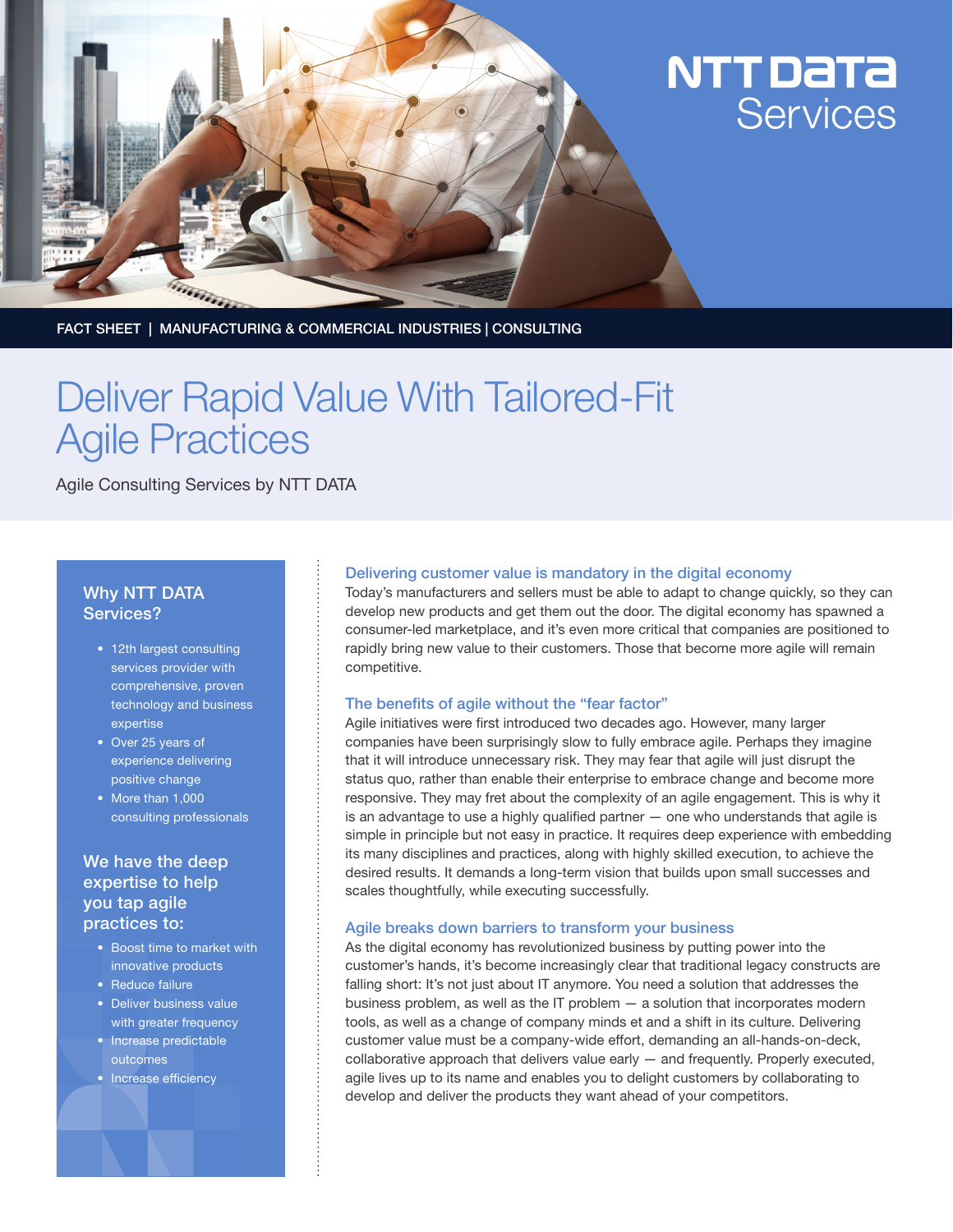NTT DATA Services

FACT SHEET | MANUFACTURING & COMMERCIAL INDUSTRIES | CONSULTING

# Deliver Rapid Value With Tailored-Fit Agile Practices

Agile Consulting Services by NTT DATA

## Why NTT DATA Services?

- 12th largest consulting services provider with comprehensive, proven technology and business expertise
- Over 25 years of experience delivering positive change
- More than 1,000 consulting professionals

## We have the deep expertise to help you tap agile practices to:

- Boost time to market with innovative products
- Reduce failure
- Deliver business value with greater frequency
- Increase predictable outcomes
- Increase efficiency

### Delivering customer value is mandatory in the digital economy

Today's manufacturers and sellers must be able to adapt to change quickly, so they can develop new products and get them out the door. The digital economy has spawned a consumer-led marketplace, and it's even more critical that companies are positioned to rapidly bring new value to their customers. Those that become more agile will remain competitive.

### The benefits of agile without the "fear factor"

Agile initiatives were first introduced two decades ago. However, many larger companies have been surprisingly slow to fully embrace agile. Perhaps they imagine that it will introduce unnecessary risk. They may fear that agile will just disrupt the status quo, rather than enable their enterprise to embrace change and become more responsive. They may fret about the complexity of an agile engagement. This is why it is an advantage to use a highly qualified partner — one who understands that agile is simple in principle but not easy in practice. It requires deep experience with embedding its many disciplines and practices, along with highly skilled execution, to achieve the desired results. It demands a long-term vision that builds upon small successes and scales thoughtfully, while executing successfully.

### Agile breaks down barriers to transform your business

As the digital economy has revolutionized business by putting power into the customer's hands, it's become increasingly clear that traditional legacy constructs are falling short: It's not just about IT anymore. You need a solution that addresses the business problem, as well as the IT problem — a solution that incorporates modern tools, as well as a change of company minds et and a shift in its culture. Delivering customer value must be a company-wide effort, demanding an all-hands-on-deck, collaborative approach that delivers value early — and frequently. Properly executed, agile lives up to its name and enables you to delight customers by collaborating to develop and deliver the products they want ahead of your competitors.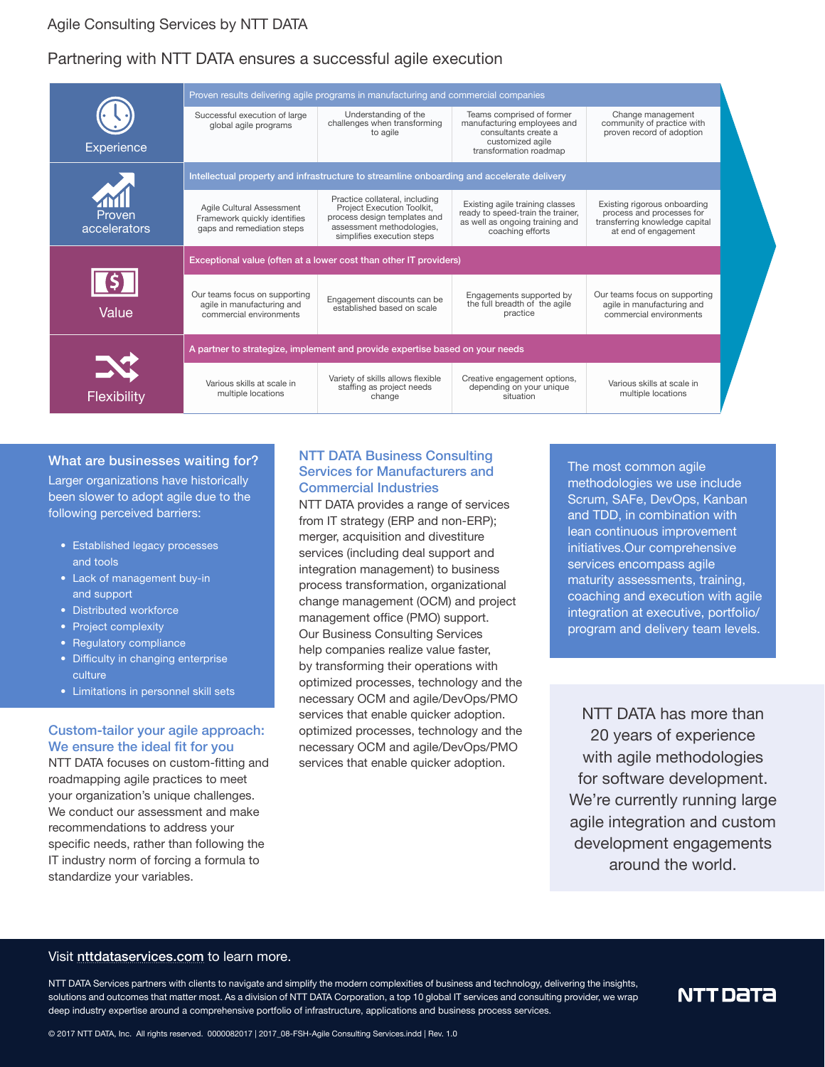Agile Consulting Services by NTT DATA

## Partnering with NTT DATA ensures a successful agile execution

| | | | | |
|---|---|---|---|---|
| **Experience** | Proven results delivering agile programs in manufacturing and commercial companies | | | |
| | Successful execution of large global agile programs | Understanding of the challenges when transforming to agile | Teams comprised of former manufacturing employees and consultants create a customized agile transformation roadmap | Change management community of practice with proven record of adoption |
| **Proven accelerators** | Intellectual property and infrastructure to streamline onboarding and accelerate delivery | | | |
| | Agile Cultural Assessment Framework quickly identifies gaps and remediation steps | Practice collateral, including Project Execution Toolkit, process design templates and assessment methodologies, simplifies execution steps | Existing agile training classes ready to speed-train the trainer, as well as ongoing training and coaching efforts | Existing rigorous onboarding process and processes for transferring knowledge capital at end of engagement |
| **Value** | Exceptional value (often at a lower cost than other IT providers) | | | |
| | Our teams focus on supporting agile in manufacturing and commercial environments | Engagement discounts can be established based on scale | Engagements supported by the full breadth of the agile practice | Our teams focus on supporting agile in manufacturing and commercial environments |
| **Flexibility** | A partner to strategize, implement and provide expertise based on your needs | | | |
| | Various skills at scale in multiple locations | Variety of skills allows flexible staffing as project needs change | Creative engagement options, depending on your unique situation | Various skills at scale in multiple locations |

### What are businesses waiting for?

Larger organizations have historically been slower to adopt agile due to the following perceived barriers:

- Established legacy processes and tools
- Lack of management buy-in and support
- Distributed workforce
- Project complexity
- Regulatory compliance
- Difficulty in changing enterprise culture
- Limitations in personnel skill sets

### Custom-tailor your agile approach: We ensure the ideal fit for you

NTT DATA focuses on custom-fitting and roadmapping agile practices to meet your organization's unique challenges. We conduct our assessment and make recommendations to address your specific needs, rather than following the IT industry norm of forcing a formula to standardize your variables.

### NTT DATA Business Consulting Services for Manufacturers and Commercial Industries

NTT DATA provides a range of services from IT strategy (ERP and non-ERP); merger, acquisition and divestiture services (including deal support and integration management) to business process transformation, organizational change management (OCM) and project management office (PMO) support. Our Business Consulting Services help companies realize value faster, by transforming their operations with optimized processes, technology and the necessary OCM and agile/DevOps/PMO services that enable quicker adoption. optimized processes, technology and the necessary OCM and agile/DevOps/PMO services that enable quicker adoption.

The most common agile methodologies we use include Scrum, SAFe, DevOps, Kanban and TDD, in combination with lean continuous improvement initiatives.Our comprehensive services encompass agile maturity assessments, training, coaching and execution with agile integration at executive, portfolio/ program and delivery team levels.

NTT DATA has more than 20 years of experience with agile methodologies for software development. We're currently running large agile integration and custom development engagements around the world.

Visit nttdataservices.com to learn more.

NTT DATA Services partners with clients to navigate and simplify the modern complexities of business and technology, delivering the insights, solutions and outcomes that matter most. As a division of NTT DATA Corporation, a top 10 global IT services and consulting provider, we wrap deep industry expertise around a comprehensive portfolio of infrastructure, applications and business process services.

NTT DATA

© 2017 NTT DATA, Inc. All rights reserved. 0000082017 | 2017_08-FSH-Agile Consulting Services.indd | Rev. 1.0